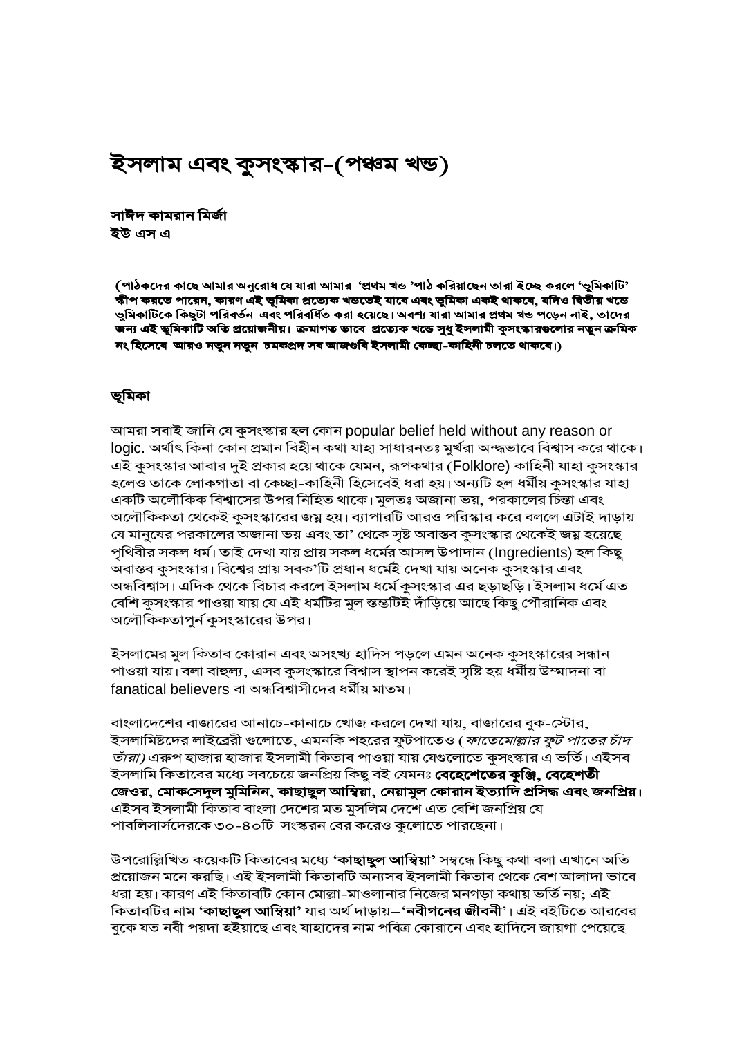# ইসলাম এবং কুসংস্কার-(পঞ্চম খন্ড)

**সাঈদ কামরান মির্জা**
**ইউ এস এ**

**(পাঠকদের কাছে আমার অনুরোধ যে যারা আমার 'প্রথম খন্ড 'পাঠ করিয়াছেন তারা ইচ্ছে করলে 'ভূমিকাটি' স্কীপ করতে পারেন, কারণ এই ভূমিকা প্রত্যেক খন্ডতেই যাবে এবং ভূমিকা একই থাকবে, যদিও দ্বিতীয় খন্ডে ভূমিকাটিকে কিছুটা পরিবর্তন এবং পরিবর্ধিত করা হয়েছে। অবশ্য যারা আমার প্রথম খন্ড পড়েন নাই, তাদের জন্য এই ভূমিকাটি অতি প্রয়োজনীয়। ক্রমাগত ভাবে প্রত্যেক খন্ডে সুধু ইসলামী কুসংস্কারগুলোর নতুন ক্রমিক নং হিসেবে আরও নতুন নতুন চমকপ্রদ সব আজগুবি ইসলামী কেচ্ছা-কাহিনী চলতে থাকবে।)**

## ভূমিকা

আমরা সবাই জানি যে কুসংস্কার হল কোন popular belief held without any reason or logic. অর্থাৎ কিনা কোন প্রমান বিহীন কথা যাহা সাধারনতঃ মুর্খরা অন্দ্ধভাবে বিশ্বাস করে থাকে। এই কুসংস্কার আবার দুই প্রকার হয়ে থাকে যেমন, রূপকথার (Folklore) কাহিনী যাহা কুসংস্কার হলেও তাকে লোকগাতা বা কেচ্ছা-কাহিনী হিসেবেই ধরা হয়। অন্যটি হল ধর্মীয় কুসংস্কার যাহা একটি অলৌকিক বিশ্বাসের উপর নিহিত থাকে। মুলতঃ অজানা ভয়, পরকালের চিন্তা এবং অলৌকিকতা থেকেই কুসংস্কারের জন্ম হয়। ব্যাপারটি আরও পরিস্কার করে বললে এটাই দাড়ায় যে মানুষের পরকালের অজানা ভয় এবং তা' থেকে সৃষ্ট অবাস্তব কুসংস্কার থেকেই জন্ম হয়েছে পৃথিবীর সকল ধর্ম। তাই দেখা যায় প্রায় সকল ধর্মের আসল উপাদান (Ingredients) হল কিছু অবাস্তব কুসংস্কার। বিশ্বের প্রায় সবক'টি প্রধান ধর্মেই দেখা যায় অনেক কুসংস্কার এবং অন্ধবিশ্বাস। এদিক থেকে বিচার করলে ইসলাম ধর্মে কুসংস্কার এর ছড়াছড়ি। ইসলাম ধর্মে এত বেশি কুসংস্কার পাওয়া যায় যে এই ধর্মটির মুল স্তম্ভটিই দাঁড়িয়ে আছে কিছু পৌরানিক এবং অলৌকিকতাপুর্ন কুসংস্কারের উপর।

ইসলামের মুল কিতাব কোরান এবং অসংখ্য হাদিস পড়লে এমন অনেক কুসংস্কারের সন্ধান পাওয়া যায়। বলা বাহুল্য, এসব কুসংস্কারে বিশ্বাস স্থাপন করেই সৃষ্টি হয় ধর্মীয় উম্মাদনা বা fanatical believers বা অন্ধবিশ্বাসীদের ধর্মীয় মাতম।

বাংলাদেশের বাজারের আনাচে-কানাচে খোজ করলে দেখা যায়, বাজারের বুক-স্টোর, ইসলামিষ্টদের লাইব্রেরী গুলোতে, এমনকি শহরের ফুটপাতেও (*ফাতেমোল্লার ফুট পাতের চাঁদ তাঁরা)* এরুপ হাজার হাজার ইসলামী কিতাব পাওয়া যায় যেগুলোতে কুসংস্কার এ ভর্তি। এইসব ইসলামি কিতাবের মধ্যে সবচেয়ে জনপ্রিয় কিছু বই যেমনঃ **বেহেশেতের কুঞ্জি, বেহেশতী জেওর, মোকসেদুল মুমিনিন, কাছাছুল আম্বিয়া, নেয়ামুল কোরান ইত্যাদি প্রসিদ্ধ এবং জনপ্রিয়।** এইসব ইসলামী কিতাব বাংলা দেশের মত মুসলিম দেশে এত বেশি জনপ্রিয় যে পাবলিসার্সদেরকে ৩০-৪০টি সংস্করন বের করেও কুলোতে পারছেনা।

উপরোল্লিখিত কয়েকটি কিতাবের মধ্যে '**কাছাছুল আম্বিয়া'** সম্বন্ধে কিছু কথা বলা এখানে অতি প্রয়োজন মনে করছি। এই ইসলামী কিতাবটি অন্যসব ইসলামী কিতাব থেকে বেশ আলাদা ভাবে ধরা হয়। কারণ এই কিতাবটি কোন মোল্লা-মাওলানার নিজের মনগড়া কথায় ভর্তি নয়; এই কিতাবটির নাম '**কাছাছুল আম্বিয়া'** যার অর্থ দাড়ায়–'**নবীগনের জীবনী'**। এই বইটিতে আরবের বুকে যত নবী পয়দা হইয়াছে এবং যাহাদের নাম পবিত্র কোরানে এবং হাদিসে জায়গা পেয়েছে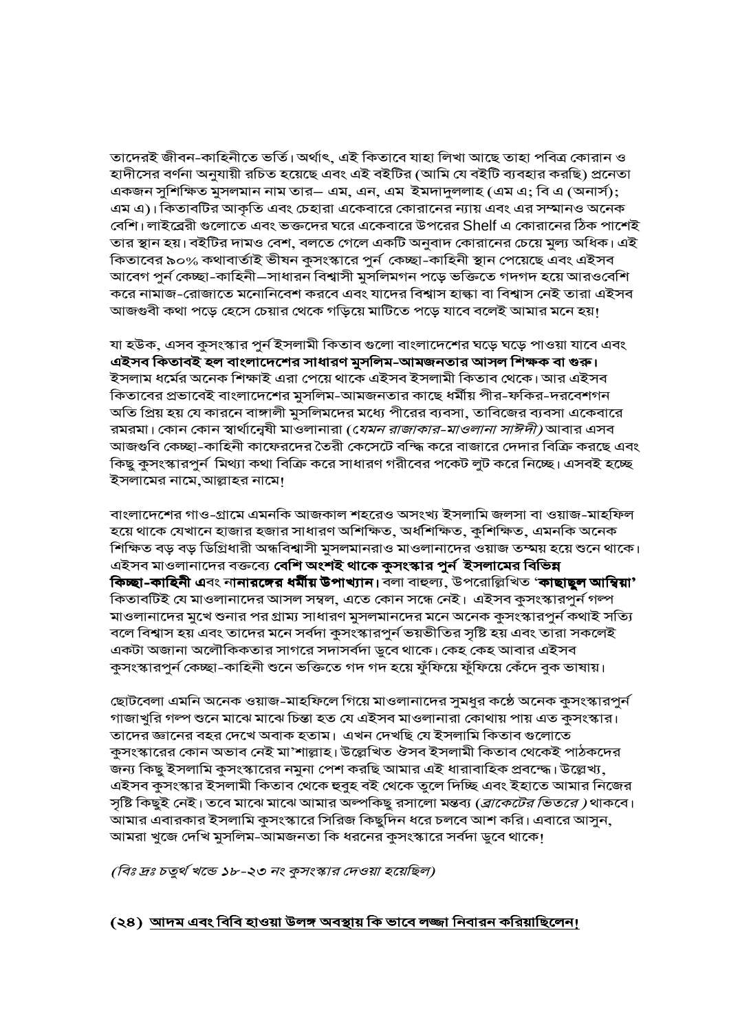তাদেরই জীবন-কাহিনীতে ভর্তি। অর্থাৎ, এই কিতাবে যাহা লিখা আছে তাহা পবিত্র কোরান ও হাদীসের বর্ণনা অনুযায়ী রচিত হয়েছে এবং এই বইটির (আমি যে বইটি ব্যবহার করছি) প্রনেতা একজন সুশিক্ষিত মুসলমান নাম তার– এম, এন, এম ইমদাদুললাহ (এম এ; বি এ (অনার্স); এম এ)। কিতাবটির আকৃতি এবং চেহারা একেবারে কোরানের ন্যায় এবং এর সম্মানও অনেক বেশি। লাইব্রেরী গুলোতে এবং ভক্তদের ঘরে একেবারে উপরের Shelf এ কোরানের ঠিক পাশেই তার স্থান হয়। বইটির দামও বেশ, বলতে গেলে একটি অনুবাদ কোরানের চেয়ে মুল্য অধিক। এই কিতাবের ৯০% কথাবার্তাই ভীষন কুসংস্কারে পুর্ন কেচ্ছা-কাহিনী স্থান পেয়েছে এবং এইসব আবেগ পুর্ন কেচ্ছা-কাহিনী–সাধারন বিশ্বাসী মুসলিমগন পড়ে ভক্তিতে গদগদ হয়ে আরওবেশি করে নামাজ-রোজাতে মনোনিবেশ করবে এবং যাদের বিশ্বাস হাল্কা বা বিশ্বাস নেই তারা এইসব আজগুবী কথা পড়ে হেসে চেয়ার থেকে গড়িয়ে মাটিতে পড়ে যাবে বলেই আমার মনে হয়!

যা হউক, এসব কুসংস্কার পুর্ন ইসলামী কিতাব গুলো বাংলাদেশের ঘড়ে ঘড়ে পাওয়া যাবে এবং **এইসব কিতাবই হল বাংলাদেশের সাধারণ মুসলিম-আমজনতার আসল শিক্ষক বা গুরু।** ইসলাম ধর্মের অনেক শিক্ষাই এরা পেয়ে থাকে এইসব ইসলামী কিতাব থেকে। আর এইসব কিতাবের প্রভাবেই বাংলাদেশের মুসলিম-আমজনতার কাছে ধর্মীয় পীর-ফকির-দরবেশগন অতি প্রিয় হয় যে কারনে বাঙ্গালী মুসলিমদের মধ্যে পীরের ব্যবসা, তাবিজের ব্যবসা একেবারে রমরমা। কোন কোন স্বার্থান্বেষী মাওলানারা (*যেমন রাজাকার-মাওলানা সাঈদী*) আবার এসব আজগুবি কেচ্ছা-কাহিনী কাফেরদের তৈরী কেসেটে বন্দি করে বাজারে দেদার বিক্রি করছে এবং কিছু কুসংস্কারপুর্ন মিথ্যা কথা বিক্রি করে সাধারণ গরীবের পকেট লুট করে নিচ্ছে। এসবই হচ্ছে ইসলামের নামে,আল্লাহর নামে!

বাংলাদেশের গাও-গ্রামে এমনকি আজকাল শহরেও অসংখ্য ইসলামি জলসা বা ওয়াজ-মাহফিল হয়ে থাকে যেখানে হাজার হজার সাধারণ অশিক্ষিত, অর্ধশিক্ষিত, কুশিক্ষিত, এমনকি অনেক শিক্ষিত বড় বড় ডিগ্রিধারী অন্ধবিশ্বাসী মুসলমানরাও মাওলানাদের ওয়াজ তম্ময় হয়ে শুনে থাকে। এইসব মাওলানাদের বক্তব্যে **বেশি অংশই থাকে কুসংস্কার পুর্ন ইসলামের বিভিন্ন কিচ্ছা-কাহিনী** এবং **নানারঙ্গের ধর্মীয় উপাখ্যান।** বলা বাহুল্য, উপরোল্লিখিত '**কাছাছুল আম্বিয়া**' কিতাবটিই যে মাওলানাদের আসল সম্বল, এতে কোন সন্ধে নেই। এইসব কুসংস্কারপুর্ন গল্প মাওলানাদের মুখে শুনার পর গ্রাম্য সাধারণ মুসলমানদের মনে অনেক কুসংস্কারপুর্ন কথাই সত্যি বলে বিশ্বাস হয় এবং তাদের মনে সর্বদা কুসংস্কারপুর্ন ভয়ভীতির সৃষ্টি হয় এবং তারা সকলেই একটা অজানা অলৌকিকতার সাগরে সদাসর্বদা ডুবে থাকে। কেহ কেহ আবার এইসব কুসংস্কারপুর্ন কেচ্ছা-কাহিনী শুনে ভক্তিতে গদ গদ হয়ে ফুঁফিয়ে ফুঁফিয়ে কেঁদে বুক ভাষায়।

ছোটবেলা এমনি অনেক ওয়াজ-মাহফিলে গিয়ে মাওলানাদের সুমধুর কণ্ঠে অনেক কুসংস্কারপুর্ন গাজাখুরি গল্প শুনে মাঝে মাঝে চিন্তা হত যে এইসব মাওলানারা কোথায় পায় এত কুসংস্কার। তাদের জ্ঞানের বহর দেখে অবাক হতাম। এখন দেখছি যে ইসলামি কিতাব গুলোতে কুসংস্কারের কোন অভাব নেই মা'শাল্লাহ। উল্লেখিত ঔসব ইসলামী কিতাব থেকেই পাঠকদের জন্য কিছু ইসলামি কুসংস্কারের নমুনা পেশ করছি আমার এই ধারাবাহিক প্রবন্ধে। উল্লেখ্য, এইসব কুসংস্কার ইসলামী কিতাব থেকে হুবুহ বই থেকে তুলে দিচ্ছি এবং ইহাতে আমার নিজের সৃষ্টি কিছুই নেই। তবে মাঝে মাঝে আমার অল্পকিছু রসালো মন্তব্য (*ব্রাকেটের ভিতরে*) থাকবে। আমার এবারকার ইসলামি কুসংস্কারে সিরিজ কিছুদিন ধরে চলবে আশ করি। এবারে আসুন, আমরা খুজে দেখি মুসলিম-আমজনতা কি ধরনের কুসংস্কারে সর্বদা ডুবে থাকে!

*(বিঃ দ্রঃ চতুর্থ খন্ডে ১৮-২৩ নং কুসংস্কার দেওয়া হয়েছিল)*

**(২৪) <u>আদম এবং বিবি হাওয়া উলঙ্গ অবস্থায় কি ভাবে লজ্জা নিবারন করিয়াছিলেন!</u>**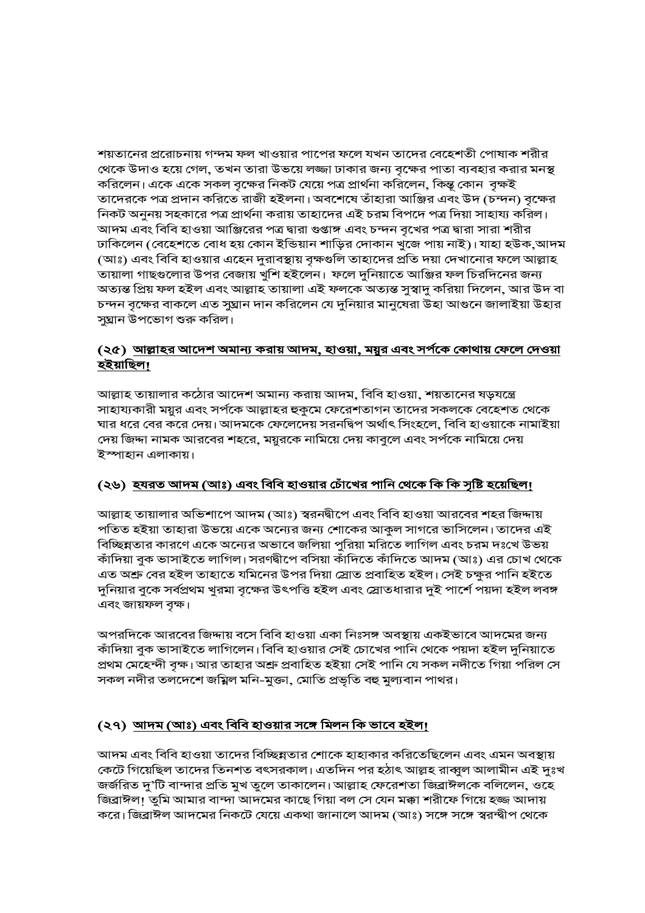শয়তানের প্ররোচনায় গন্দম ফল খাওয়ার পাপের ফলে যখন তাদের বেহেশতী পোষাক শরীর থেকে উদাও হয়ে গেল, তখন তারা উভয়ে লজ্জা ঢাকার জন্য বৃক্ষের পাতা ব্যবহার করার মনস্থ করিলেন। একে একে সকল বৃক্ষের নিকট যেয়ে পত্র প্রার্থনা করিলেন, কিন্তু কোন বৃক্ষই তাদেরকে পত্র প্রদান করিতে রাজী হইলনা। অবশেষে তাঁহারা আঞ্জির এবং উদ (চন্দন) বৃক্ষের নিকট অনুনয় সহকারে পত্র প্রার্থনা করায় তাহাদের এই চরম বিপদে পত্র দিয়া সাহায্য করিল। আদম এবং বিবি হাওয়া আঞ্জিরের পত্র দ্বারা গুপ্তাঙ্গ এবং চন্দন বৃখের পত্র দ্বারা সারা শরীর ঢাকিলেন (বেহেশতে বোধ হয় কোন ইন্ডিয়ান শাড়ির দোকান খুজে পায় নাই)। যাহা হউক,আদম (আঃ) এবং বিবি হাওয়ার এহেন দুরাবস্থায় বৃক্ষগুলি তাহাদের প্রতি দয়া দেখানোর ফলে আল্লাহ তায়ালা গাছগুলোর উপর বেজায় খুশি হইলেন। ফলে দুনিয়াতে আঞ্জির ফল চিরদিনের জন্য অত্যন্ত প্রিয় ফল হইল এবং আল্লাহ তায়ালা এই ফলকে অত্যন্ত সুস্বাদু করিয়া দিলেন, আর উদ বা চন্দন বৃক্ষের বাকলে এত সুঘ্রান দান করিলেন যে দুনিয়ার মানুষেরা উহা আগুনে জালাইয়া উহার সুঘ্রান উপভোগ শুরু করিল।

### (২৫) <u>আল্লাহর আদেশ অমান্য করায় আদম, হাওয়া, ময়ুর এবং সর্পকে কোথায় ফেলে দেওয়া হইয়াছিল!</u>

আল্লাহ তায়ালার কঠোর আদেশ অমান্য করায় আদম, বিবি হাওয়া, শয়তানের ষড়যন্ত্রে সাহায্যকারী ময়ুর এবং সর্পকে আল্লাহর হুকুমে ফেরেশতাগন তাদের সকলকে বেহেশত থেকে ঘার ধরে বের করে দেয়। আদমকে ফেলেদেয় সরনদ্বিপ অর্থাৎ সিংহলে, বিবি হাওয়াকে নামাইয়া দেয় জিদ্দা নামক আরবের শহরে, ময়ুরকে নামিয়ে দেয় কাবুলে এবং সর্পকে নামিয়ে দেয় ইস্পাহান এলাকায়।

### (২৬) <u>হযরত আদম (আঃ) এবং বিবি হাওয়ার চোঁখের পানি থেকে কি কি সৃষ্টি হয়েছিল!</u>

আল্লাহ তায়ালার অভিশাপে আদম (আঃ) স্বরনদ্বীপে এবং বিবি হাওয়া আরবের শহর জিদ্দায় পতিত হইয়া তাহারা উভয়ে একে অন্যের জন্য শোকের আকুল সাগরে ভাসিলেন। তাদের এই বিচ্ছিন্নতার কারণে একে অন্যের অভাবে জলিয়া পুরিয়া মরিতে লাগিল এবং চরম দঃখে উভয় কাঁদিয়া বুক ভাসাইতে লাগিল। সরণদ্বীপে বসিয়া কাঁদিতে কাঁদিতে আদম (আঃ) এর চোখ থেকে এত অশ্রু বের হইল তাহাতে যমিনের উপর দিয়া স্রোত প্রবাহিত হইল। সেই চক্ষুর পানি হইতে দুনিয়ার বুকে সর্বপ্রথম খুরমা বৃক্ষের উৎপত্তি হইল এবং স্রোতধারার দুই পার্শে পয়দা হইল লবঙ্গ এবং জায়ফল বৃক্ষ।

অপরদিকে আরবের জিদ্দায় বসে বিবি হাওয়া একা নিঃসঙ্গ অবস্থায় একইভাবে আদমের জন্য কাঁদিয়া বুক ভাসাইতে লাগিলেন। বিবি হাওয়ার সেই চোখের পানি থেকে পয়দা হইল দুনিয়াতে প্রথম মেহেন্দী বৃক্ষ। আর তাহার অশ্রু প্রবাহিত হইয়া সেই পানি যে সকল নদীতে গিয়া পরিল সে সকল নদীর তলদেশে জন্মিল মনি-মুক্তা, মোতি প্রভৃতি বহু মুল্যবান পাথর।

### (২৭) <u>আদম (আঃ) এবং বিবি হাওয়ার সঙ্গে মিলন কি ভাবে হইল!</u>

আদম এবং বিবি হাওয়া তাদের বিচ্ছিন্নতার শোকে হাহাকার করিতেছিলেন এবং এমন অবস্থায় কেটে গিয়েছিল তাদের তিনশত বৎসরকাল। এতদিন পর হঠাৎ আল্লহ রাব্বুল আলামীন এই দুঃখ জর্জরিত দু'টি বান্দার প্রতি মুখ তুলে তাকালেন। আল্লাহ ফেরেশতা জিব্রাঈলকে বলিলেন, ওহে জিব্রাঈল! তুমি আমার বান্দা আদমের কাছে গিয়া বল সে যেন মক্কা শরীফে গিয়ে হজ্জ আদায় করে। জিব্রাঈল আদমের নিকটে যেয়ে একথা জানালে আদম (আঃ) সঙ্গে সঙ্গে স্বরন্দ্বীপ থেকে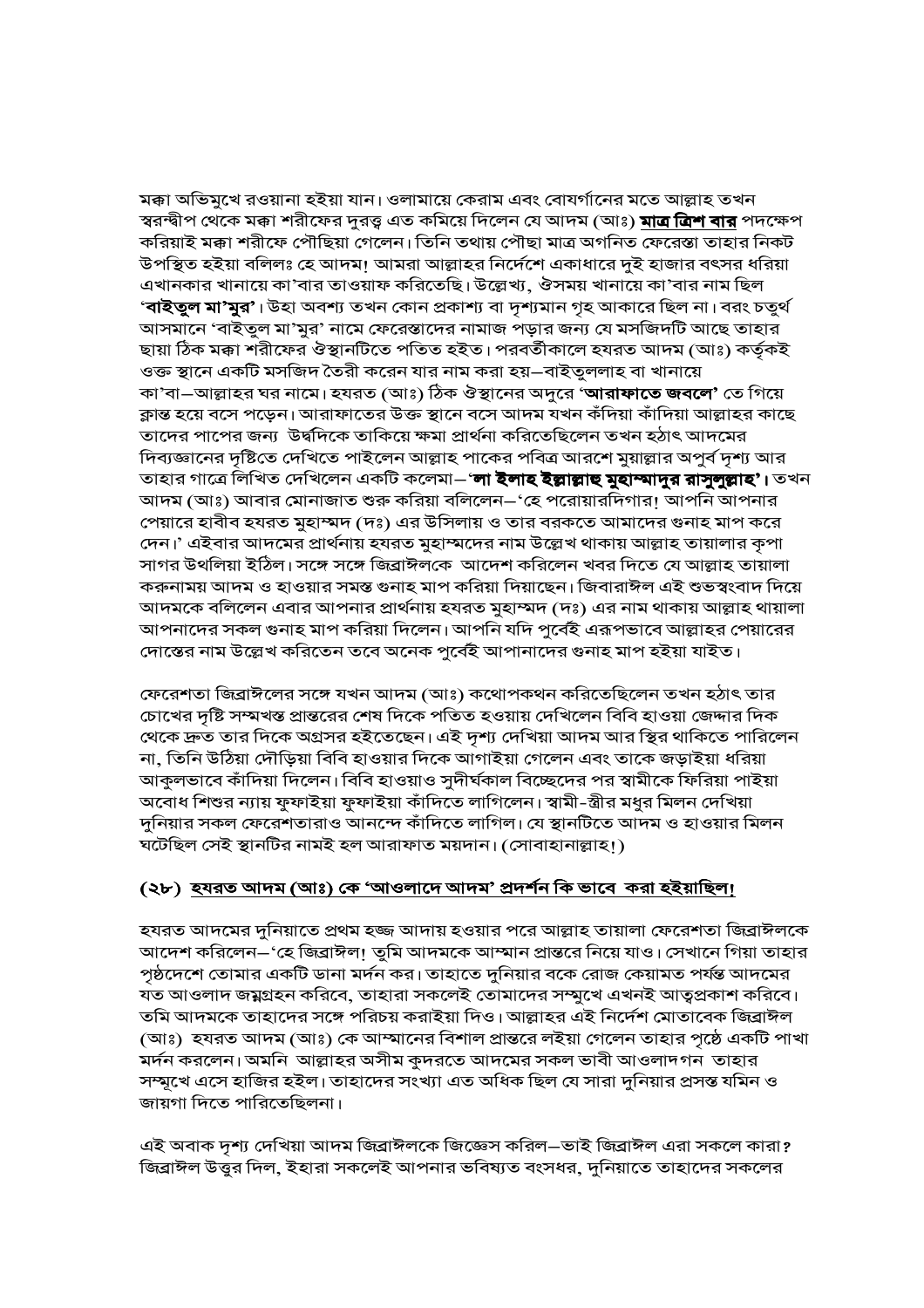মক্কা অভিমুখে রওয়ানা হইয়া যান। ওলামায়ে কেরাম এবং বোযর্গানের মতে আল্লাহ তখন স্বরন্দীপ থেকে মক্কা শরীফের দুরত্ব এত কমিয়ে দিলেন যে আদম (আঃ) **<u>মাত্র ত্রিশ বার</u>** পদক্ষেপ করিয়াই মক্কা শরীফে পৌছিয়া গেলেন। তিনি তথায় পৌছা মাত্র অগনিত ফেরেস্তা তাহার নিকট উপস্থিত হইয়া বলিলঃ হে আদম! আমরা আল্লাহর নির্দেশে একাধারে দুই হাজার বৎসর ধরিয়া এখানকার খানায়ে কা'বার তাওয়াফ করিতেছি। উল্লেখ্য, ঔসময় খানায়ে কা'বার নাম ছিল **'বাইতুল মা'মুর'**। উহা অবশ্য তখন কোন প্রকাশ্য বা দৃশ্যমান গৃহ আকারে ছিল না। বরং চতুর্থ আসমানে 'বাইতুল মা'মুর' নামে ফেরেস্তাদের নামাজ পড়ার জন্য যে মসজিদটি আছে তাহার ছায়া ঠিক মক্কা শরীফের ঔস্থানটিতে পতিত হইত। পরবর্তীকালে হযরত আদম (আঃ) কর্তৃকই ওক্ত স্থানে একটি মসজিদ তৈরী করেন যার নাম করা হয়–বাইতুললাহ বা খানায়ে কা'বা–আল্লাহর ঘর নামে। হযরত (আঃ) ঠিক ঔস্থানের অদুরে **'আরাফাতে জবলে'** তে গিয়ে ক্লান্ত হয়ে বসে পড়েন। আরাফাতের উক্ত স্থানে বসে আদম যখন কঁদিয়া কাঁদিয়া আল্লাহর কাছে তাদের পাপের জন্য উর্দ্ধদিকে তাকিয়ে ক্ষমা প্রার্থনা করিতেছিলেন তখন হঠাৎ আদমের দিব্যজ্ঞানের দৃষ্টিতে দেখিতে পাইলেন আল্লাহ পাকের পবিত্র আরশে মুয়াল্লার অপুর্ব দৃশ্য আর তাহার গাত্রে লিখিত দেখিলেন একটি কলেমা–**'লা ইলাহ ইল্লাল্লাহু মুহাম্মাদুর রাসুলুল্লাহ'**। তখন আদম (আঃ) আবার মোনাজাত শুরু করিয়া বলিলেন–'হে পরোয়ারদিগার! আপনি আপনার পেয়ারে হাবীব হযরত মুহাম্মদ (দঃ) এর উসিলায় ও তার বরকতে আমাদের গুনাহ মাপ করে দেন।' এইবার আদমের প্রার্থনায় হযরত মুহাম্মদের নাম উল্লেখ থাকায় আল্লাহ তায়ালার কৃপা সাগর উথলিয়া ইঠিল। সঙ্গে সঙ্গে জিব্রাঈলকে আদেশ করিলেন খবর দিতে যে আল্লাহ তায়ালা করুনায় আদম ও হাওয়ার সমস্ত গুনাহ মাপ করিয়া দিয়াছেন। জিবারাঈল এই শুভস্বংবাদ দিয়ে আদমকে বলিলেন এবার আপনার প্রার্থনায় হযরত মুহাম্মদ (দঃ) এর নাম থাকায় আল্লাহ থায়ালা আপনাদের সকল গুনাহ মাপ করিয়া দিলেন। আপনি যদি পুর্বেই এরূপভাবে আল্লাহর পেয়ারের দোস্তের নাম উল্লেখ করিতেন তবে অনেক পুর্বেই আপানাদের গুনাহ মাপ হইয়া যাইত।

ফেরেশতা জিব্রাঈলের সঙ্গে যখন আদম (আঃ) কথোপকথন করিতেছিলেন তখন হঠাৎ তার চোখের দৃষ্টি সম্মখস্ত প্রান্তরের শেষ দিকে পতিত হওয়ায় দেখিলেন বিবি হাওয়া জেদ্দার দিক থেকে দ্রুত তার দিকে অগ্রসর হইতেছেন। এই দৃশ্য দেখিয়া আদম আর স্থির থাকিতে পারিলেন না, তিনি উঠিয়া দৌড়িয়া বিবি হাওয়ার দিকে আগাইয়া গেলেন এবং তাকে জড়াইয়া ধরিয়া আকুলভাবে কাঁদিয়া দিলেন। বিবি হাওয়াও সুদীর্ঘকাল বিচ্ছেদের পর স্বামীকে ফিরিয়া পাইয়া অবোধ শিশুর ন্যায় ফুফাইয়া ফুফাইয়া কাঁদিতে লাগিলেন। স্বামী-স্ত্রীর মধুর মিলন দেখিয়া দুনিয়ার সকল ফেরেশতারাও আনন্দে কাঁদিতে লাগিল। যে স্থানটিতে আদম ও হাওয়ার মিলন ঘটেছিল সেই স্থানটির নামই হল আরাফাত ময়দান। (সোবাহানাল্লাহ!)

### (২৮) <u>হযরত আদম (আঃ) কে 'আওলাদে আদম' প্রদর্শন কি ভাবে করা হইয়াছিল!</u>

হযরত আদমের দুনিয়াতে প্রথম হজ্জ আদায় হওয়ার পরে আল্লাহ তায়ালা ফেরেশতা জিব্রাঈলকে আদেশ করিলেন–'হে জিব্রাঈল! তুমি আদমকে আম্মান প্রান্তরে নিয়ে যাও। সেখানে গিয়া তাহার পৃষ্ঠদেশে তোমার একটি ডানা মর্দন কর। তাহাতে দুনিয়ার বকে রোজ কেয়ামত পর্যন্ত আদমের যত আওলাদ জন্মগ্রহন করিবে, তাহারা সকলেই তোমাদের সম্মুখে এখনই আত্বপ্রকাশ করিবে। তমি আদমকে তাহাদের সঙ্গে পরিচয় করাইয়া দিও। আল্লাহর এই নির্দেশ মোতাবেক জিব্রাঈল (আঃ) হযরত আদম (আঃ) কে আম্মানের বিশাল প্রান্তরে লইয়া গেলেন তাহার পৃষ্ঠে একটি পাখা মর্দন করলেন। অমনি আল্লাহর অসীম কুদরতে আদমের সকল ভাবী আওলাদগন তাহার সম্মুখে এসে হাজির হইল। তাহাদের সংখ্যা এত অধিক ছিল যে সারা দুনিয়ার প্রসস্ত যমিন ও জায়গা দিতে পারিতেছিলনা।

এই অবাক দৃশ্য দেখিয়া আদম জিব্রাঈলকে জিজ্ঞেস করিল–ভাই জিব্রাঈল এরা সকলে কারা? জিব্রাঈল উত্তুর দিল, ইহারা সকলেই আপনার ভবিষ্যত বংসধর, দুনিয়াতে তাহাদের সকলের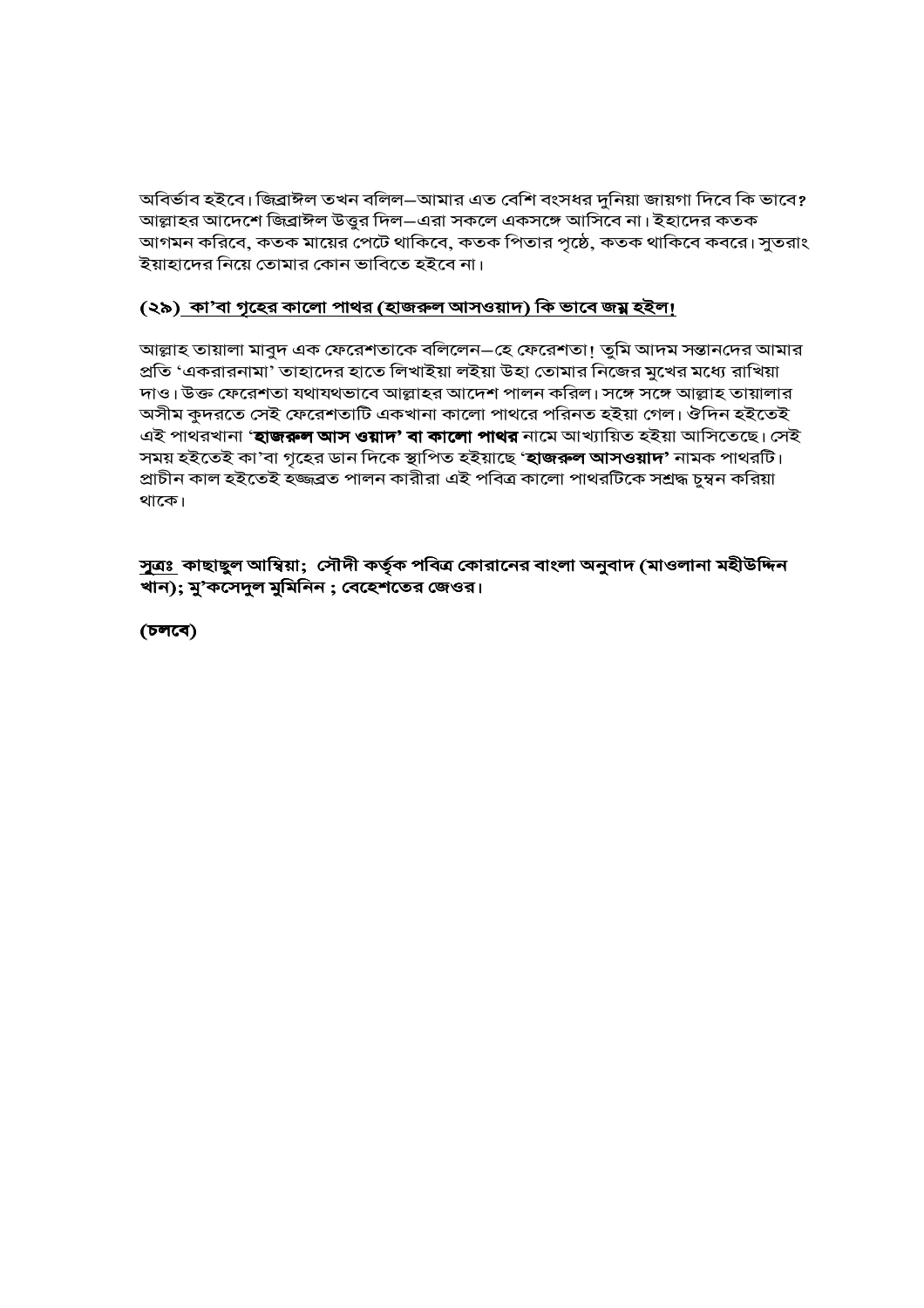অবির্ভাব হইবে। জিব্রাঈল তখন বলিল—আমার এত বেশি বংসধর দুনিয়া জায়গা দিবে কি ভাবে? আল্লাহর আদেশে জিব্রাঈল উত্তুর দিল—এরা সকলে একসঙ্গে আসিবে না। ইহাদের কতক আগমন করিবে, কতক মায়ের পেটে থাকিবে, কতক পিতার পৃষ্ঠে, কতক থাকিবে কবরে। সুতরাং ইয়াহাদের নিয়ে তোমার কোন ভাবিতে হইবে না।

## (২৯) <u>কা'বা গৃহের কালো পাথর (হাজরুল আসওয়াদ) কি ভাবে জন্ম হইল!</u>

আল্লাহ তায়ালা মাবুদ এক ফেরেশতাকে বলিলেন—হে ফেরেশতা! তুমি আদম সন্তানদের আমার প্রতি 'একরারনামা' তাহাদের হাতে লিখাইয়া লইয়া উহা তোমার নিজের মুখের মধ্যে রাখিয়া দাও। উক্ত ফেরেশতা যথাযথভাবে আল্লাহর আদেশ পালন করিল। সঙ্গে সঙ্গে আল্লাহ তায়ালার অসীম কুদরতে সেই ফেরেশতাটি একখানা কালো পাথরে পরিনত হইয়া গেল। ঔদিন হইতেই এই পাথরখানা '**হাজরুল আস ওয়াদ' বা কালো পাথর** নামে আখ্যায়িত হইয়া আসিতেছে। সেই সময় হইতেই কা'বা গৃহের ডান দিকে স্থাপিত হইয়াছে '**হাজরুল আসওয়াদ**' নামক পাথরটি। প্রাচীন কাল হইতেই হজ্জব্রত পালন কারীরা এই পবিত্র কালো পাথরটিকে সশ্রদ্ধ চুম্বন করিয়া থাকে।

**<u>সুত্রঃ</u> কাছাছুল আম্বিয়া; সৌদী কর্তৃক পবিত্র কোরানের বাংলা অনুবাদ (মাওলানা মহীউদ্দিন খান); মু'কসেদুল মুমিনিন ; বেহেশতের জেওর।**

**(চলবে)**